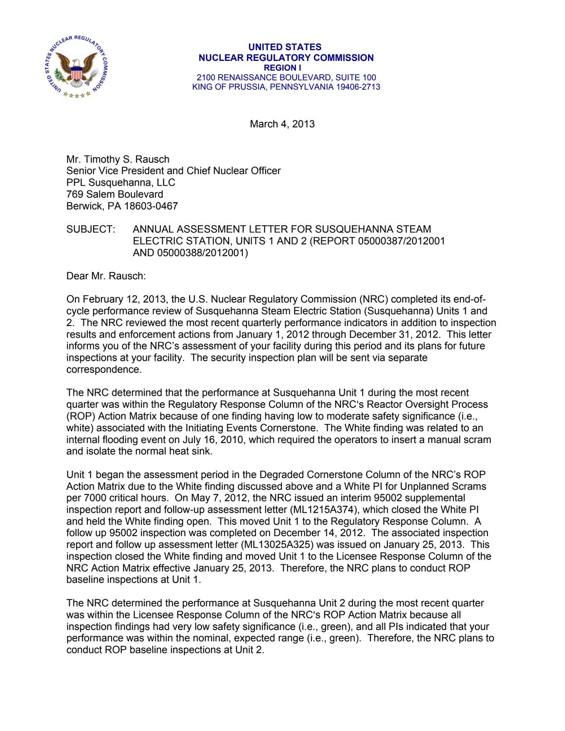**UNITED STATES**
**NUCLEAR REGULATORY COMMISSION**
**REGION I**
2100 RENAISSANCE BOULEVARD, SUITE 100
KING OF PRUSSIA, PENNSYLVANIA 19406-2713

March 4, 2013

Mr. Timothy S. Rausch
Senior Vice President and Chief Nuclear Officer
PPL Susquehanna, LLC
769 Salem Boulevard
Berwick, PA 18603-0467

SUBJECT: ANNUAL ASSESSMENT LETTER FOR SUSQUEHANNA STEAM ELECTRIC STATION, UNITS 1 AND 2 (REPORT 05000387/2012001 AND 05000388/2012001)

Dear Mr. Rausch:

On February 12, 2013, the U.S. Nuclear Regulatory Commission (NRC) completed its end-of-cycle performance review of Susquehanna Steam Electric Station (Susquehanna) Units 1 and 2. The NRC reviewed the most recent quarterly performance indicators in addition to inspection results and enforcement actions from January 1, 2012 through December 31, 2012. This letter informs you of the NRC's assessment of your facility during this period and its plans for future inspections at your facility. The security inspection plan will be sent via separate correspondence.

The NRC determined that the performance at Susquehanna Unit 1 during the most recent quarter was within the Regulatory Response Column of the NRC's Reactor Oversight Process (ROP) Action Matrix because of one finding having low to moderate safety significance (i.e., white) associated with the Initiating Events Cornerstone. The White finding was related to an internal flooding event on July 16, 2010, which required the operators to insert a manual scram and isolate the normal heat sink.

Unit 1 began the assessment period in the Degraded Cornerstone Column of the NRC's ROP Action Matrix due to the White finding discussed above and a White PI for Unplanned Scrams per 7000 critical hours. On May 7, 2012, the NRC issued an interim 95002 supplemental inspection report and follow-up assessment letter (ML1215A374), which closed the White PI and held the White finding open. This moved Unit 1 to the Regulatory Response Column. A follow up 95002 inspection was completed on December 14, 2012. The associated inspection report and follow up assessment letter (ML13025A325) was issued on January 25, 2013. This inspection closed the White finding and moved Unit 1 to the Licensee Response Column of the NRC Action Matrix effective January 25, 2013. Therefore, the NRC plans to conduct ROP baseline inspections at Unit 1.

The NRC determined the performance at Susquehanna Unit 2 during the most recent quarter was within the Licensee Response Column of the NRC's ROP Action Matrix because all inspection findings had very low safety significance (i.e., green), and all PIs indicated that your performance was within the nominal, expected range (i.e., green). Therefore, the NRC plans to conduct ROP baseline inspections at Unit 2.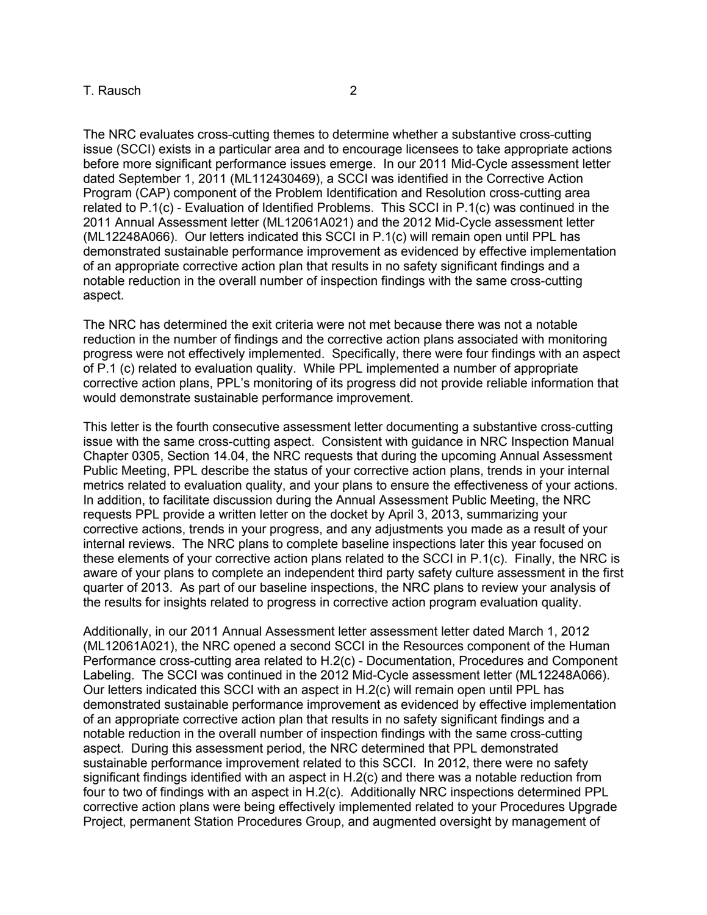The NRC evaluates cross-cutting themes to determine whether a substantive cross-cutting issue (SCCI) exists in a particular area and to encourage licensees to take appropriate actions before more significant performance issues emerge. In our 2011 Mid-Cycle assessment letter dated September 1, 2011 (ML112430469), a SCCI was identified in the Corrective Action Program (CAP) component of the Problem Identification and Resolution cross-cutting area related to P.1(c) - Evaluation of Identified Problems. This SCCI in P.1(c) was continued in the 2011 Annual Assessment letter (ML12061A021) and the 2012 Mid-Cycle assessment letter (ML12248A066). Our letters indicated this SCCI in P.1(c) will remain open until PPL has demonstrated sustainable performance improvement as evidenced by effective implementation of an appropriate corrective action plan that results in no safety significant findings and a notable reduction in the overall number of inspection findings with the same cross-cutting aspect.

The NRC has determined the exit criteria were not met because there was not a notable reduction in the number of findings and the corrective action plans associated with monitoring progress were not effectively implemented. Specifically, there were four findings with an aspect of P.1 (c) related to evaluation quality. While PPL implemented a number of appropriate corrective action plans, PPL's monitoring of its progress did not provide reliable information that would demonstrate sustainable performance improvement.

This letter is the fourth consecutive assessment letter documenting a substantive cross-cutting issue with the same cross-cutting aspect. Consistent with guidance in NRC Inspection Manual Chapter 0305, Section 14.04, the NRC requests that during the upcoming Annual Assessment Public Meeting, PPL describe the status of your corrective action plans, trends in your internal metrics related to evaluation quality, and your plans to ensure the effectiveness of your actions. In addition, to facilitate discussion during the Annual Assessment Public Meeting, the NRC requests PPL provide a written letter on the docket by April 3, 2013, summarizing your corrective actions, trends in your progress, and any adjustments you made as a result of your internal reviews. The NRC plans to complete baseline inspections later this year focused on these elements of your corrective action plans related to the SCCI in P.1(c). Finally, the NRC is aware of your plans to complete an independent third party safety culture assessment in the first quarter of 2013. As part of our baseline inspections, the NRC plans to review your analysis of the results for insights related to progress in corrective action program evaluation quality.

Additionally, in our 2011 Annual Assessment letter assessment letter dated March 1, 2012 (ML12061A021), the NRC opened a second SCCI in the Resources component of the Human Performance cross-cutting area related to H.2(c) - Documentation, Procedures and Component Labeling. The SCCI was continued in the 2012 Mid-Cycle assessment letter (ML12248A066). Our letters indicated this SCCI with an aspect in H.2(c) will remain open until PPL has demonstrated sustainable performance improvement as evidenced by effective implementation of an appropriate corrective action plan that results in no safety significant findings and a notable reduction in the overall number of inspection findings with the same cross-cutting aspect. During this assessment period, the NRC determined that PPL demonstrated sustainable performance improvement related to this SCCI. In 2012, there were no safety significant findings identified with an aspect in H.2(c) and there was a notable reduction from four to two of findings with an aspect in H.2(c). Additionally NRC inspections determined PPL corrective action plans were being effectively implemented related to your Procedures Upgrade Project, permanent Station Procedures Group, and augmented oversight by management of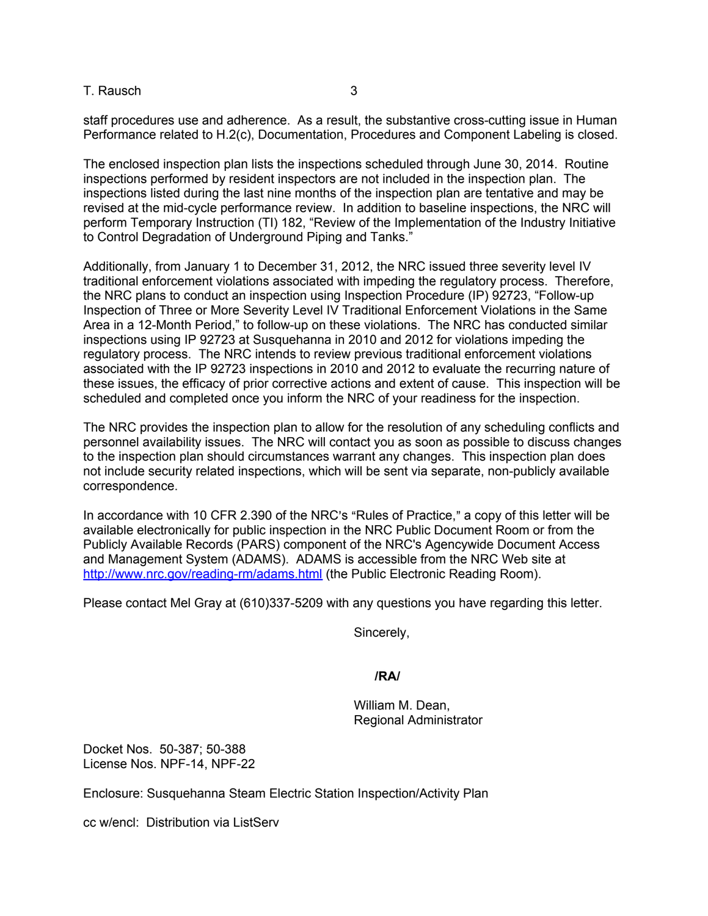staff procedures use and adherence. As a result, the substantive cross-cutting issue in Human Performance related to H.2(c), Documentation, Procedures and Component Labeling is closed.

The enclosed inspection plan lists the inspections scheduled through June 30, 2014. Routine inspections performed by resident inspectors are not included in the inspection plan. The inspections listed during the last nine months of the inspection plan are tentative and may be revised at the mid-cycle performance review. In addition to baseline inspections, the NRC will perform Temporary Instruction (TI) 182, "Review of the Implementation of the Industry Initiative to Control Degradation of Underground Piping and Tanks."

Additionally, from January 1 to December 31, 2012, the NRC issued three severity level IV traditional enforcement violations associated with impeding the regulatory process. Therefore, the NRC plans to conduct an inspection using Inspection Procedure (IP) 92723, "Follow-up Inspection of Three or More Severity Level IV Traditional Enforcement Violations in the Same Area in a 12-Month Period," to follow-up on these violations. The NRC has conducted similar inspections using IP 92723 at Susquehanna in 2010 and 2012 for violations impeding the regulatory process. The NRC intends to review previous traditional enforcement violations associated with the IP 92723 inspections in 2010 and 2012 to evaluate the recurring nature of these issues, the efficacy of prior corrective actions and extent of cause. This inspection will be scheduled and completed once you inform the NRC of your readiness for the inspection.

The NRC provides the inspection plan to allow for the resolution of any scheduling conflicts and personnel availability issues. The NRC will contact you as soon as possible to discuss changes to the inspection plan should circumstances warrant any changes. This inspection plan does not include security related inspections, which will be sent via separate, non-publicly available correspondence.

In accordance with 10 CFR 2.390 of the NRC's "Rules of Practice," a copy of this letter will be available electronically for public inspection in the NRC Public Document Room or from the Publicly Available Records (PARS) component of the NRC's Agencywide Document Access and Management System (ADAMS). ADAMS is accessible from the NRC Web site at http://www.nrc.gov/reading-rm/adams.html (the Public Electronic Reading Room).

Please contact Mel Gray at (610)337-5209 with any questions you have regarding this letter.

Sincerely,

**/RA/**

William M. Dean,
Regional Administrator

Docket Nos. 50-387; 50-388
License Nos. NPF-14, NPF-22

Enclosure: Susquehanna Steam Electric Station Inspection/Activity Plan

cc w/encl: Distribution via ListServ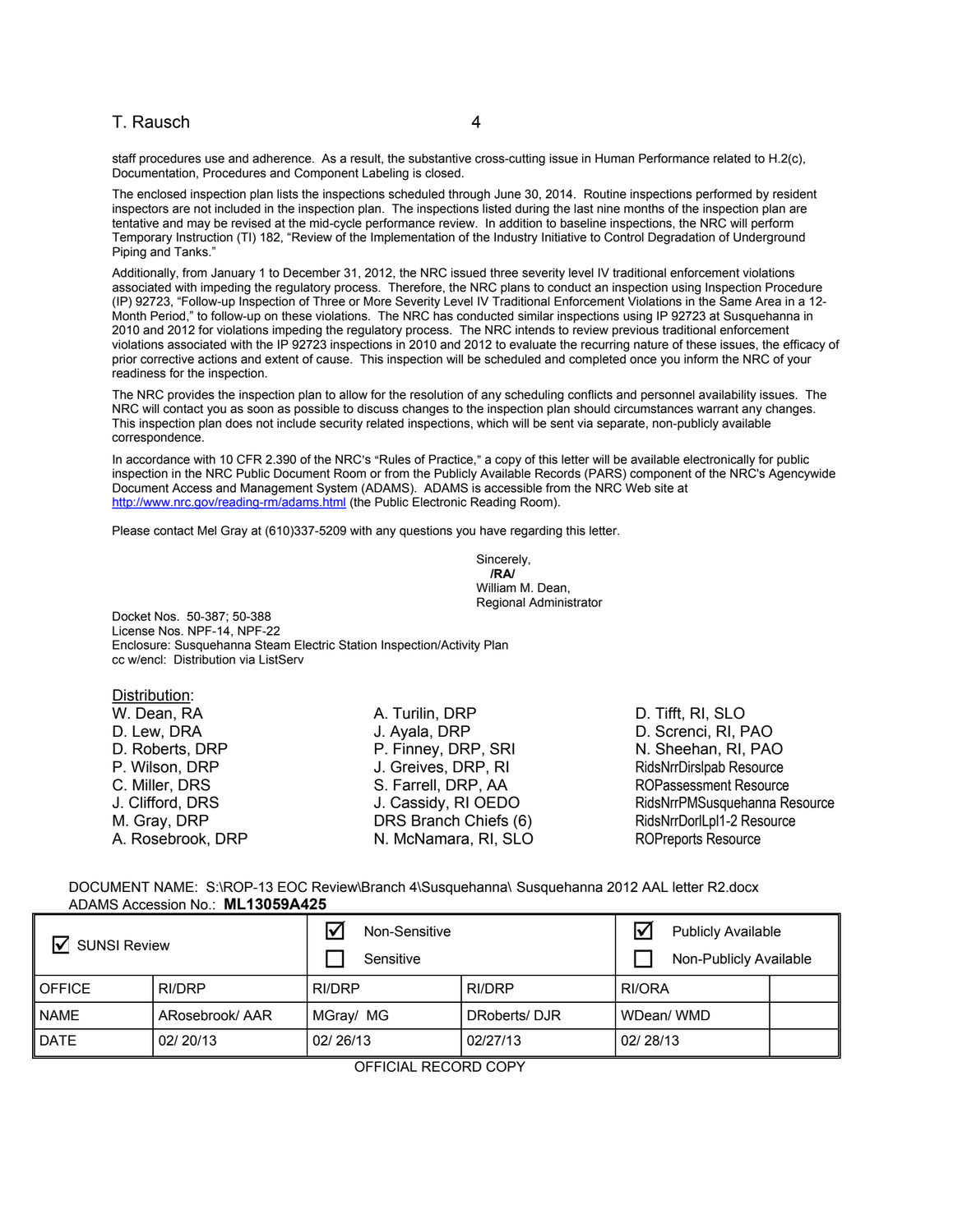staff procedures use and adherence. As a result, the substantive cross-cutting issue in Human Performance related to H.2(c), Documentation, Procedures and Component Labeling is closed.

The enclosed inspection plan lists the inspections scheduled through June 30, 2014. Routine inspections performed by resident inspectors are not included in the inspection plan. The inspections listed during the last nine months of the inspection plan are tentative and may be revised at the mid-cycle performance review. In addition to baseline inspections, the NRC will perform Temporary Instruction (TI) 182, "Review of the Implementation of the Industry Initiative to Control Degradation of Underground Piping and Tanks."

Additionally, from January 1 to December 31, 2012, the NRC issued three severity level IV traditional enforcement violations associated with impeding the regulatory process. Therefore, the NRC plans to conduct an inspection using Inspection Procedure (IP) 92723, "Follow-up Inspection of Three or More Severity Level IV Traditional Enforcement Violations in the Same Area in a 12-Month Period," to follow-up on these violations. The NRC has conducted similar inspections using IP 92723 at Susquehanna in 2010 and 2012 for violations impeding the regulatory process. The NRC intends to review previous traditional enforcement violations associated with the IP 92723 inspections in 2010 and 2012 to evaluate the recurring nature of these issues, the efficacy of prior corrective actions and extent of cause. This inspection will be scheduled and completed once you inform the NRC of your readiness for the inspection.

The NRC provides the inspection plan to allow for the resolution of any scheduling conflicts and personnel availability issues. The NRC will contact you as soon as possible to discuss changes to the inspection plan should circumstances warrant any changes. This inspection plan does not include security related inspections, which will be sent via separate, non-publicly available correspondence.

In accordance with 10 CFR 2.390 of the NRC's "Rules of Practice," a copy of this letter will be available electronically for public inspection in the NRC Public Document Room or from the Publicly Available Records (PARS) component of the NRC's Agencywide Document Access and Management System (ADAMS). ADAMS is accessible from the NRC Web site at http://www.nrc.gov/reading-rm/adams.html (the Public Electronic Reading Room).

Please contact Mel Gray at (610)337-5209 with any questions you have regarding this letter.

Sincerely,
**/RA/**
William M. Dean,
Regional Administrator

Docket Nos. 50-387; 50-388
License Nos. NPF-14, NPF-22
Enclosure: Susquehanna Steam Electric Station Inspection/Activity Plan
cc w/encl: Distribution via ListServ

Distribution:
W. Dean, RA
D. Lew, DRA
D. Roberts, DRP
P. Wilson, DRP
C. Miller, DRS
J. Clifford, DRS
M. Gray, DRP
A. Rosebrook, DRP
A. Turilin, DRP
J. Ayala, DRP
P. Finney, DRP, SRI
J. Greives, DRP, RI
S. Farrell, DRP, AA
J. Cassidy, RI OEDO
DRS Branch Chiefs (6)
N. McNamara, RI, SLO
D. Tifft, RI, SLO
D. Screnci, RI, PAO
N. Sheehan, RI, PAO
RidsNrrDirslpab Resource
ROPassessment Resource
RidsNrrPMSusquehanna Resource
RidsNrrDorlLpl1-2 Resource
ROPreports Resource

DOCUMENT NAME: S:\ROP-13 EOC Review\Branch 4\Susquehanna\ Susquehanna 2012 AAL letter R2.docx
ADAMS Accession No.: **ML13059A425**

| ☑ SUNSI Review | | ☑ Non-Sensitive ☐ Sensitive | | ☑ Publicly Available ☐ Non-Publicly Available | |
|---|---|---|---|---|---|
| OFFICE | RI/DRP | RI/DRP | RI/DRP | RI/ORA | |
| NAME | ARosebrook/ AAR | MGray/ MG | DRoberts/ DJR | WDean/ WMD | |
| DATE | 02/ 20/13 | 02/ 26/13 | 02/27/13 | 02/ 28/13 | |

OFFICIAL RECORD COPY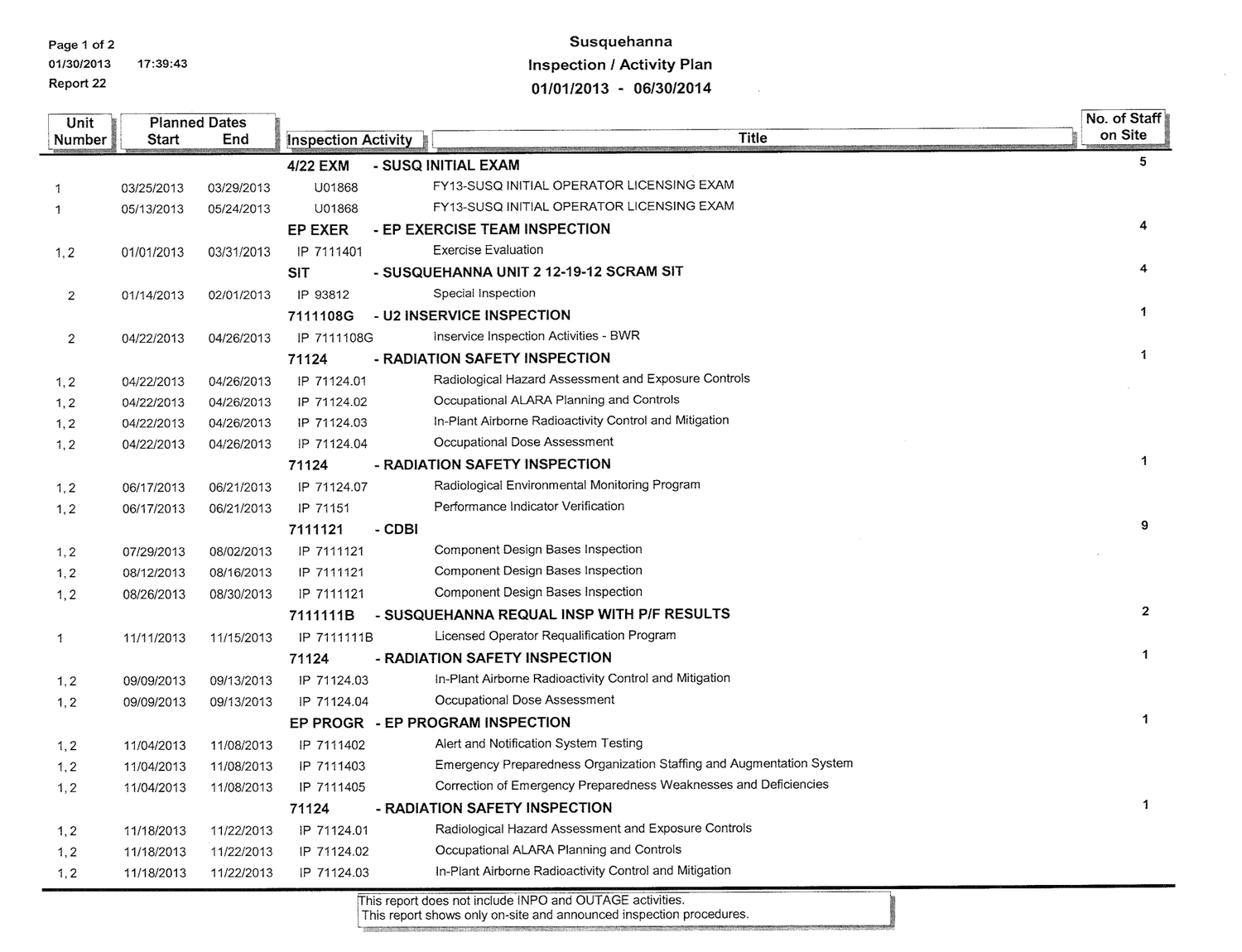**Susquehanna**
**Inspection / Activity Plan**
**01/01/2013 - 06/30/2014**

Report 22

01/30/2013 17:39:43

| Unit Number | Planned Dates Start | Planned Dates End | Inspection Activity | Title | No. of Staff on Site |
|---|---|---|---|---|---|
| | | | **4/22 EXM** | **- SUSQ INITIAL EXAM** | 5 |
| 1 | 03/25/2013 | 03/29/2013 | U01868 | FY13-SUSQ INITIAL OPERATOR LICENSING EXAM | |
| 1 | 05/13/2013 | 05/24/2013 | U01868 | FY13-SUSQ INITIAL OPERATOR LICENSING EXAM | |
| | | | **EP EXER** | **- EP EXERCISE TEAM INSPECTION** | 4 |
| 1, 2 | 01/01/2013 | 03/31/2013 | IP 7111401 | Exercise Evaluation | |
| | | | **SIT** | **- SUSQUEHANNA UNIT 2 12-19-12 SCRAM SIT** | 4 |
| 2 | 01/14/2013 | 02/01/2013 | IP 93812 | Special Inspection | |
| | | | **7111108G** | **- U2 INSERVICE INSPECTION** | 1 |
| 2 | 04/22/2013 | 04/26/2013 | IP 7111108G | Inservice Inspection Activities - BWR | |
| | | | **71124** | **- RADIATION SAFETY INSPECTION** | 1 |
| 1, 2 | 04/22/2013 | 04/26/2013 | IP 71124.01 | Radiological Hazard Assessment and Exposure Controls | |
| 1, 2 | 04/22/2013 | 04/26/2013 | IP 71124.02 | Occupational ALARA Planning and Controls | |
| 1, 2 | 04/22/2013 | 04/26/2013 | IP 71124.03 | In-Plant Airborne Radioactivity Control and Mitigation | |
| 1, 2 | 04/22/2013 | 04/26/2013 | IP 71124.04 | Occupational Dose Assessment | |
| | | | **71124** | **- RADIATION SAFETY INSPECTION** | 1 |
| 1, 2 | 06/17/2013 | 06/21/2013 | IP 71124.07 | Radiological Environmental Monitoring Program | |
| 1, 2 | 06/17/2013 | 06/21/2013 | IP 71151 | Performance Indicator Verification | |
| | | | **7111121** | **- CDBI** | 9 |
| 1, 2 | 07/29/2013 | 08/02/2013 | IP 7111121 | Component Design Bases Inspection | |
| 1, 2 | 08/12/2013 | 08/16/2013 | IP 7111121 | Component Design Bases Inspection | |
| 1, 2 | 08/26/2013 | 08/30/2013 | IP 7111121 | Component Design Bases Inspection | |
| | | | **7111111B** | **- SUSQUEHANNA REQUAL INSP WITH P/F RESULTS** | 2 |
| 1 | 11/11/2013 | 11/15/2013 | IP 7111111B | Licensed Operator Requalification Program | |
| | | | **71124** | **- RADIATION SAFETY INSPECTION** | 1 |
| 1, 2 | 09/09/2013 | 09/13/2013 | IP 71124.03 | In-Plant Airborne Radioactivity Control and Mitigation | |
| 1, 2 | 09/09/2013 | 09/13/2013 | IP 71124.04 | Occupational Dose Assessment | |
| | | | **EP PROGR** | **- EP PROGRAM INSPECTION** | 1 |
| 1, 2 | 11/04/2013 | 11/08/2013 | IP 7111402 | Alert and Notification System Testing | |
| 1, 2 | 11/04/2013 | 11/08/2013 | IP 7111403 | Emergency Preparedness Organization Staffing and Augmentation System | |
| 1, 2 | 11/04/2013 | 11/08/2013 | IP 7111405 | Correction of Emergency Preparedness Weaknesses and Deficiencies | |
| | | | **71124** | **- RADIATION SAFETY INSPECTION** | 1 |
| 1, 2 | 11/18/2013 | 11/22/2013 | IP 71124.01 | Radiological Hazard Assessment and Exposure Controls | |
| 1, 2 | 11/18/2013 | 11/22/2013 | IP 71124.02 | Occupational ALARA Planning and Controls | |
| 1, 2 | 11/18/2013 | 11/22/2013 | IP 71124.03 | In-Plant Airborne Radioactivity Control and Mitigation | |

This report does not include INPO and OUTAGE activities.
This report shows only on-site and announced inspection procedures.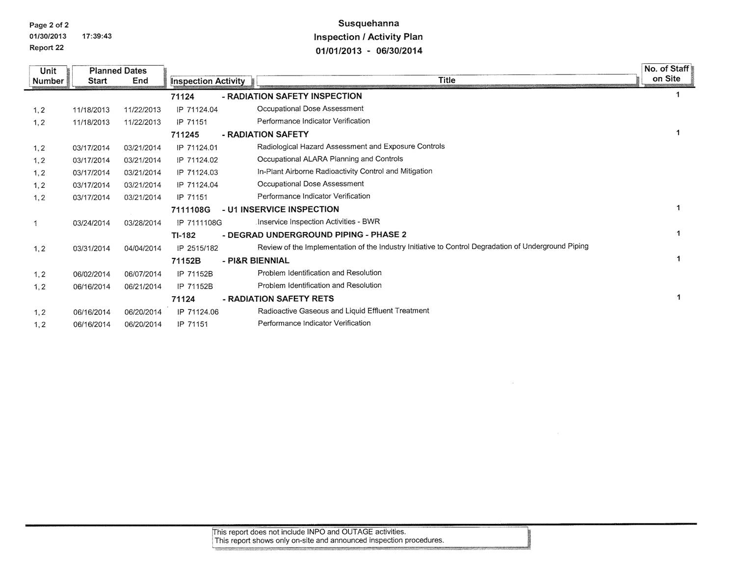# Susquehanna
## Inspection / Activity Plan
## 01/01/2013 - 06/30/2014

| Unit Number | Planned Dates Start | Planned Dates End | Inspection Activity | Title | No. of Staff on Site |
|---|---|---|---|---|---|
| | | | **71124** | **- RADIATION SAFETY INSPECTION** | 1 |
| 1, 2 | 11/18/2013 | 11/22/2013 | IP 71124.04 | Occupational Dose Assessment | |
| 1, 2 | 11/18/2013 | 11/22/2013 | IP 71151 | Performance Indicator Verification | |
| | | | **711245** | **- RADIATION SAFETY** | 1 |
| 1, 2 | 03/17/2014 | 03/21/2014 | IP 71124.01 | Radiological Hazard Assessment and Exposure Controls | |
| 1, 2 | 03/17/2014 | 03/21/2014 | IP 71124.02 | Occupational ALARA Planning and Controls | |
| 1, 2 | 03/17/2014 | 03/21/2014 | IP 71124.03 | In-Plant Airborne Radioactivity Control and Mitigation | |
| 1, 2 | 03/17/2014 | 03/21/2014 | IP 71124.04 | Occupational Dose Assessment | |
| 1, 2 | 03/17/2014 | 03/21/2014 | IP 71151 | Performance Indicator Verification | |
| | | | **7111108G** | **- U1 INSERVICE INSPECTION** | 1 |
| 1 | 03/24/2014 | 03/28/2014 | IP 7111108G | Inservice Inspection Activities - BWR | |
| | | | **TI-182** | **- DEGRAD UNDERGROUND PIPING - PHASE 2** | 1 |
| 1, 2 | 03/31/2014 | 04/04/2014 | IP 2515/182 | Review of the Implementation of the Industry Initiative to Control Degradation of Underground Piping | |
| | | | **71152B** | **- PI&R BIENNIAL** | 1 |
| 1, 2 | 06/02/2014 | 06/07/2014 | IP 71152B | Problem Identification and Resolution | |
| 1, 2 | 06/16/2014 | 06/21/2014 | IP 71152B | Problem Identification and Resolution | |
| | | | **71124** | **- RADIATION SAFETY RETS** | 1 |
| 1, 2 | 06/16/2014 | 06/20/2014 | IP 71124.06 | Radioactive Gaseous and Liquid Effluent Treatment | |
| 1, 2 | 06/16/2014 | 06/20/2014 | IP 71151 | Performance Indicator Verification | |

This report does not include INPO and OUTAGE activities.
This report shows only on-site and announced inspection procedures.